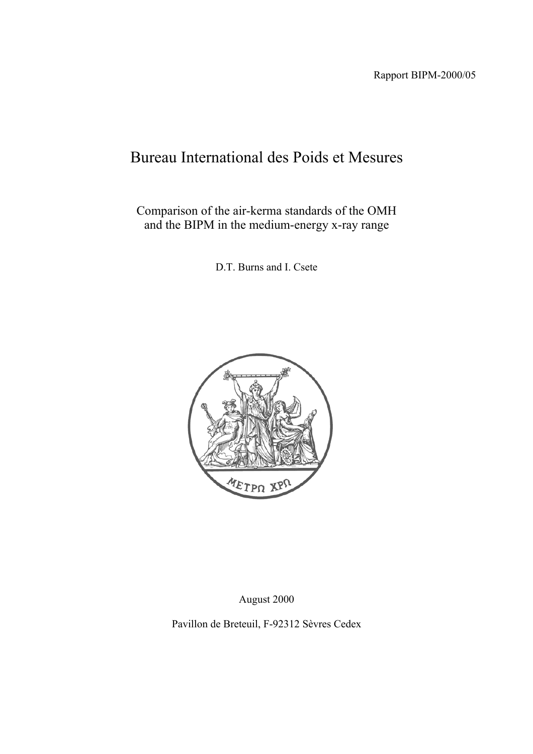Rapport BIPM-2000/05

# Bureau International des Poids et Mesures

Comparison of the air-kerma standards of the OMH and the BIPM in the medium-energy x-ray range

D.T. Burns and I. Csete

ΜΕΤΡΩ ΧΡΩ

August 2000

Pavillon de Breteuil, F-92312 Sèvres Cedex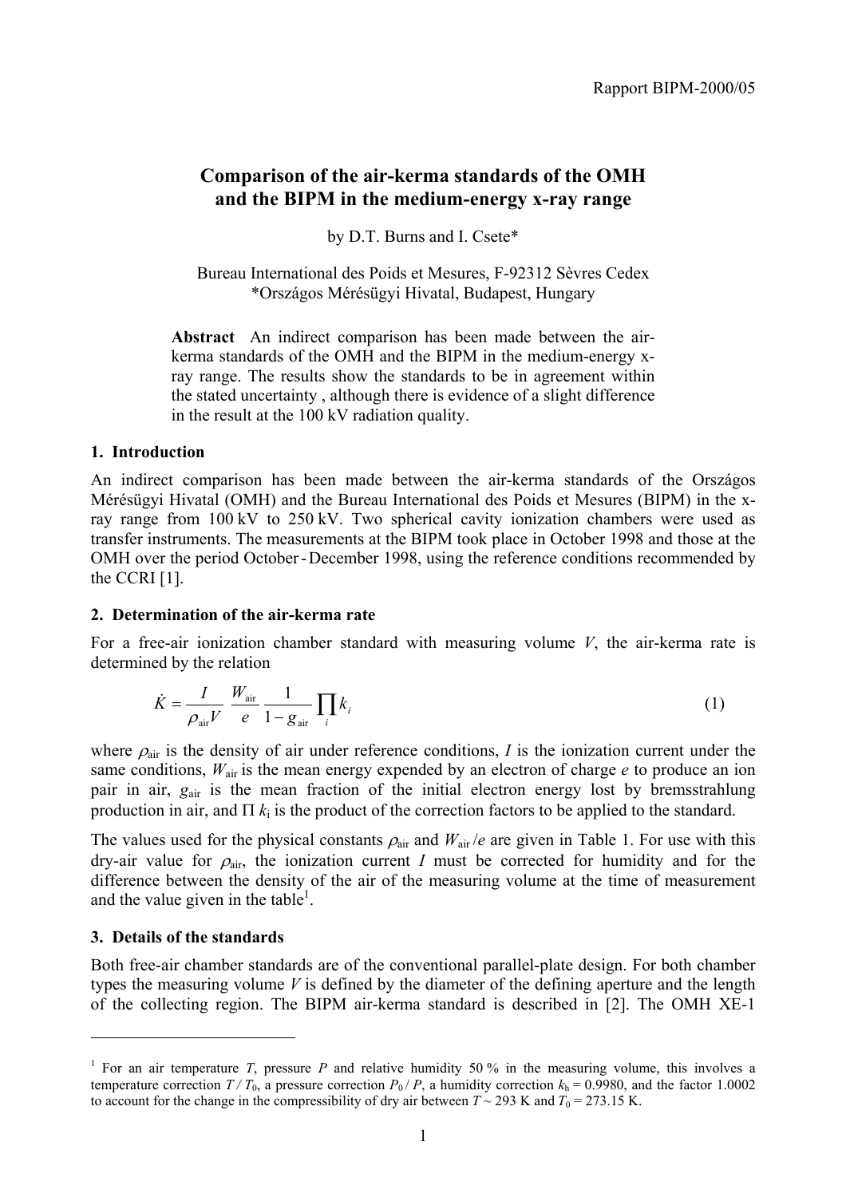Rapport BIPM-2000/05

# Comparison of the air-kerma standards of the OMH and the BIPM in the medium-energy x-ray range

by D.T. Burns and I. Csete*

Bureau International des Poids et Mesures, F-92312 Sèvres Cedex
*Országos Mérésügyi Hivatal, Budapest, Hungary

**Abstract** An indirect comparison has been made between the air-kerma standards of the OMH and the BIPM in the medium-energy x-ray range. The results show the standards to be in agreement within the stated uncertainty , although there is evidence of a slight difference in the result at the 100 kV radiation quality.

## 1. Introduction

An indirect comparison has been made between the air-kerma standards of the Országos Mérésügyi Hivatal (OMH) and the Bureau International des Poids et Mesures (BIPM) in the x-ray range from 100 kV to 250 kV. Two spherical cavity ionization chambers were used as transfer instruments. The measurements at the BIPM took place in October 1998 and those at the OMH over the period October - December 1998, using the reference conditions recommended by the CCRI [1].

## 2. Determination of the air-kerma rate

For a free-air ionization chamber standard with measuring volume $V$, the air-kerma rate is determined by the relation

$$\dot{K} = \frac{I}{\rho_{\text{air}} V} \frac{W_{\text{air}}}{e} \frac{1}{1 - g_{\text{air}}} \prod_i k_i \tag{1}$$

where $\rho_{\text{air}}$ is the density of air under reference conditions, $I$ is the ionization current under the same conditions, $W_{\text{air}}$ is the mean energy expended by an electron of charge $e$ to produce an ion pair in air, $g_{\text{air}}$ is the mean fraction of the initial electron energy lost by bremsstrahlung production in air, and $\Pi\, k_i$ is the product of the correction factors to be applied to the standard.

The values used for the physical constants $\rho_{\text{air}}$ and $W_{\text{air}}/e$ are given in Table 1. For use with this dry-air value for $\rho_{\text{air}}$, the ionization current $I$ must be corrected for humidity and for the difference between the density of the air of the measuring volume at the time of measurement and the value given in the table[1].

## 3. Details of the standards

Both free-air chamber standards are of the conventional parallel-plate design. For both chamber types the measuring volume $V$ is defined by the diameter of the defining aperture and the length of the collecting region. The BIPM air-kerma standard is described in [2]. The OMH XE-1

[1] For an air temperature $T$, pressure $P$ and relative humidity 50 % in the measuring volume, this involves a temperature correction $T / T_0$, a pressure correction $P_0 / P$, a humidity correction $k_h = 0.9980$, and the factor 1.0002 to account for the change in the compressibility of dry air between $T \sim 293$ K and $T_0 = 273.15$ K.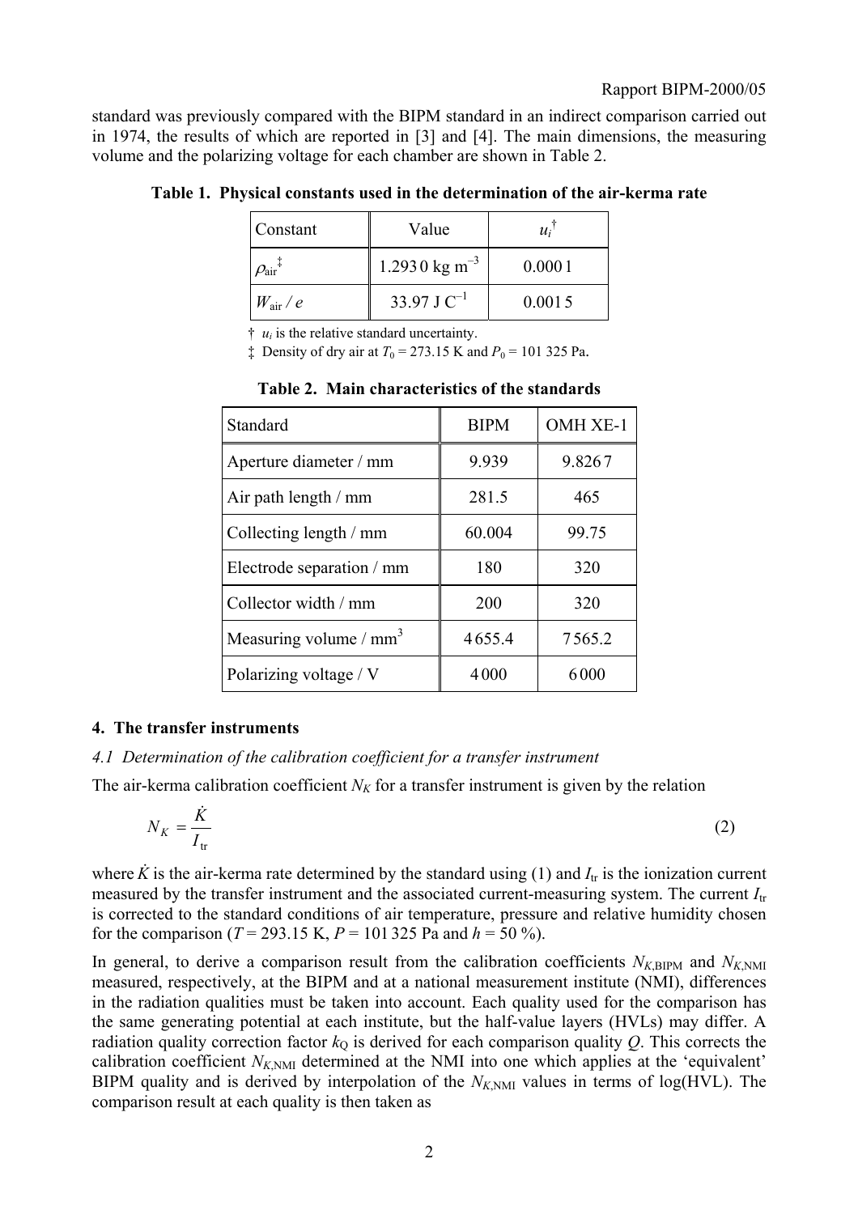standard was previously compared with the BIPM standard in an indirect comparison carried out in 1974, the results of which are reported in [3] and [4]. The main dimensions, the measuring volume and the polarizing voltage for each chamber are shown in Table 2.

**Table 1. Physical constants used in the determination of the air-kerma rate**

| Constant | Value | $u_i$ † |
|---|---|---|
| $\rho_{air}$ ‡ | 1.293 0 kg m$^{-3}$ | 0.000 1 |
| $W_{air} / e$ | 33.97 J C$^{-1}$ | 0.001 5 |

† $u_i$ is the relative standard uncertainty.

‡ Density of dry air at $T_0$ = 273.15 K and $P_0$ = 101 325 Pa.

**Table 2. Main characteristics of the standards**

| Standard | BIPM | OMH XE-1 |
|---|---|---|
| Aperture diameter / mm | 9.939 | 9.826 7 |
| Air path length / mm | 281.5 | 465 |
| Collecting length / mm | 60.004 | 99.75 |
| Electrode separation / mm | 180 | 320 |
| Collector width / mm | 200 | 320 |
| Measuring volume / mm$^3$ | 4 655.4 | 7 565.2 |
| Polarizing voltage / V | 4 000 | 6 000 |

## 4. The transfer instruments

### *4.1 Determination of the calibration coefficient for a transfer instrument*

The air-kerma calibration coefficient $N_K$ for a transfer instrument is given by the relation

$$N_K = \frac{\dot{K}}{I_{tr}} \tag{2}$$

where $\dot{K}$ is the air-kerma rate determined by the standard using (1) and $I_{tr}$ is the ionization current measured by the transfer instrument and the associated current-measuring system. The current $I_{tr}$ is corrected to the standard conditions of air temperature, pressure and relative humidity chosen for the comparison ($T$ = 293.15 K, $P$ = 101 325 Pa and $h$ = 50 %).

In general, to derive a comparison result from the calibration coefficients $N_{K,\mathrm{BIPM}}$ and $N_{K,\mathrm{NMI}}$ measured, respectively, at the BIPM and at a national measurement institute (NMI), differences in the radiation qualities must be taken into account. Each quality used for the comparison has the same generating potential at each institute, but the half-value layers (HVLs) may differ. A radiation quality correction factor $k_Q$ is derived for each comparison quality $Q$. This corrects the calibration coefficient $N_{K,\mathrm{NMI}}$ determined at the NMI into one which applies at the 'equivalent' BIPM quality and is derived by interpolation of the $N_{K,\mathrm{NMI}}$ values in terms of log(HVL). The comparison result at each quality is then taken as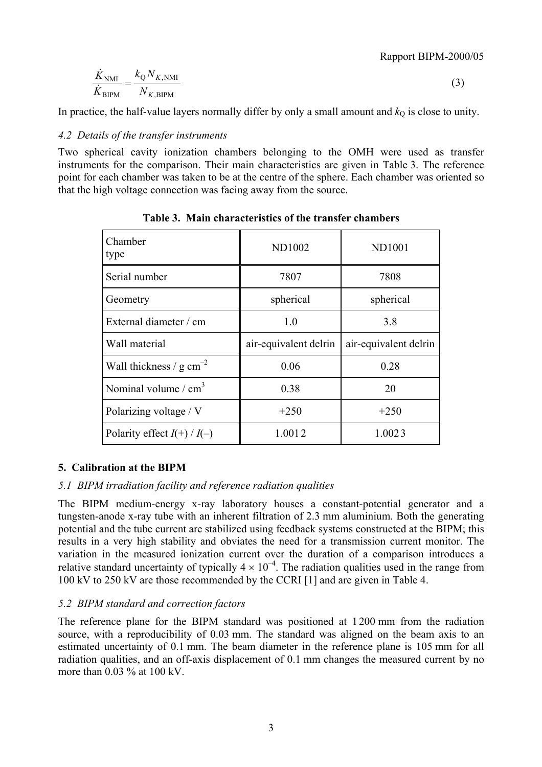$$\frac{\dot{K}_{\mathrm{NMI}}}{\dot{K}_{\mathrm{BIPM}}} = \frac{k_{\mathrm{Q}} N_{K,\mathrm{NMI}}}{N_{K,\mathrm{BIPM}}} \tag{3}$$

In practice, the half-value layers normally differ by only a small amount and $k_{\mathrm{Q}}$ is close to unity.

### *4.2 Details of the transfer instruments*

Two spherical cavity ionization chambers belonging to the OMH were used as transfer instruments for the comparison. Their main characteristics are given in Table 3. The reference point for each chamber was taken to be at the centre of the sphere. Each chamber was oriented so that the high voltage connection was facing away from the source.

**Table 3. Main characteristics of the transfer chambers**

| Chamber type | ND1002 | ND1001 |
|---|---|---|
| Serial number | 7807 | 7808 |
| Geometry | spherical | spherical |
| External diameter / cm | 1.0 | 3.8 |
| Wall material | air-equivalent delrin | air-equivalent delrin |
| Wall thickness / g cm$^{-2}$ | 0.06 | 0.28 |
| Nominal volume / cm$^3$ | 0.38 | 20 |
| Polarizing voltage / V | +250 | +250 |
| Polarity effect $I(+)$ / $I(-)$ | 1.001 2 | 1.002 3 |

## 5. Calibration at the BIPM

### *5.1 BIPM irradiation facility and reference radiation qualities*

The BIPM medium-energy x-ray laboratory houses a constant-potential generator and a tungsten-anode x-ray tube with an inherent filtration of 2.3 mm aluminium. Both the generating potential and the tube current are stabilized using feedback systems constructed at the BIPM; this results in a very high stability and obviates the need for a transmission current monitor. The variation in the measured ionization current over the duration of a comparison introduces a relative standard uncertainty of typically $4 \times 10^{-4}$. The radiation qualities used in the range from 100 kV to 250 kV are those recommended by the CCRI [1] and are given in Table 4.

### *5.2 BIPM standard and correction factors*

The reference plane for the BIPM standard was positioned at 1 200 mm from the radiation source, with a reproducibility of 0.03 mm. The standard was aligned on the beam axis to an estimated uncertainty of 0.1 mm. The beam diameter in the reference plane is 105 mm for all radiation qualities, and an off-axis displacement of 0.1 mm changes the measured current by no more than 0.03 % at 100 kV.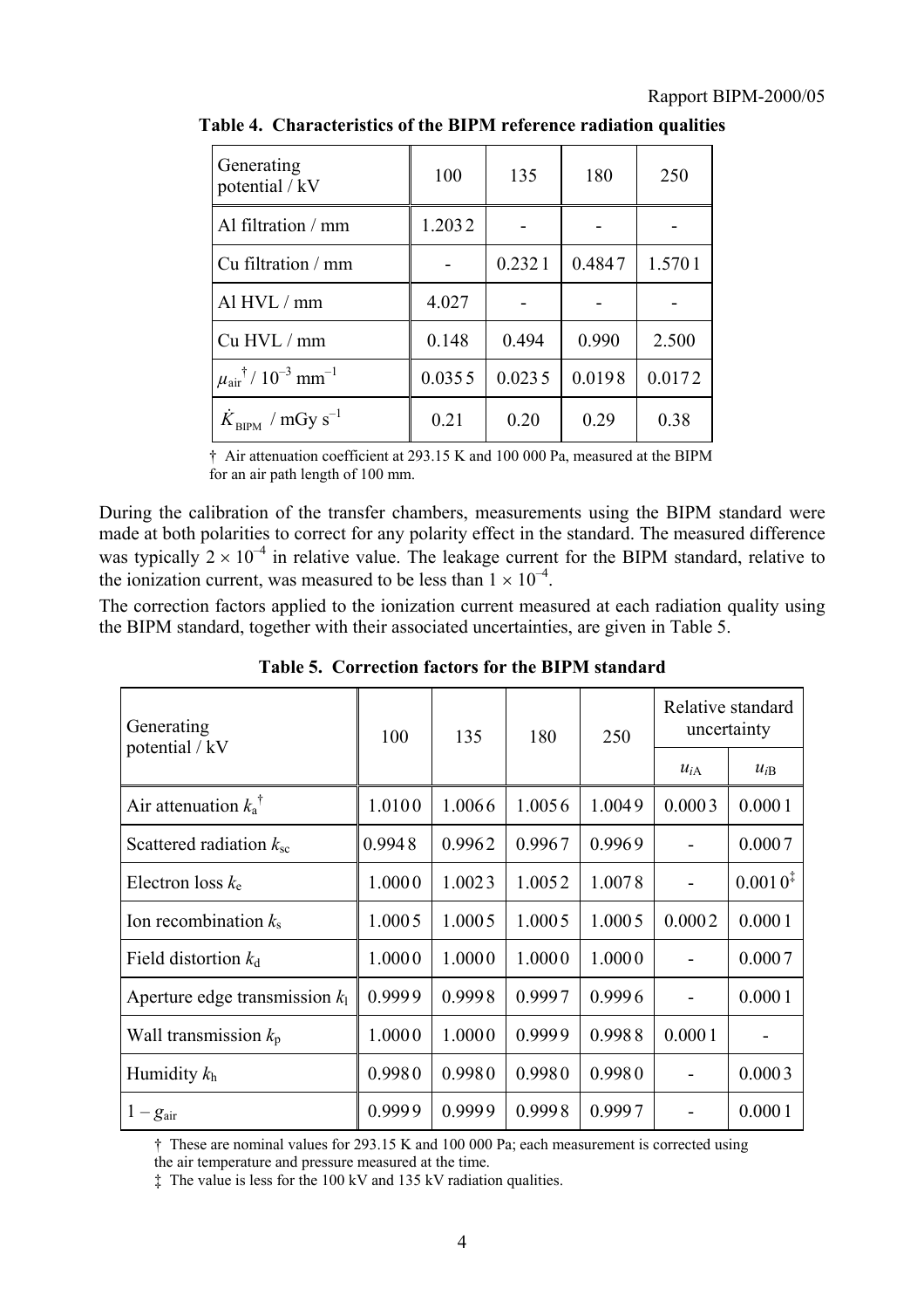**Table 4. Characteristics of the BIPM reference radiation qualities**

| Generating potential / kV | 100 | 135 | 180 | 250 |
|---|---|---|---|---|
| Al filtration / mm | 1.2032 | - | - | - |
| Cu filtration / mm | - | 0.2321 | 0.4847 | 1.5701 |
| Al HVL / mm | 4.027 | - | - | - |
| Cu HVL / mm | 0.148 | 0.494 | 0.990 | 2.500 |
| $\mu_{air}$ † / $10^{-3}$ mm$^{-1}$ | 0.0355 | 0.0235 | 0.0198 | 0.0172 |
| $\dot{K}_{BIPM}$ / mGy s$^{-1}$ | 0.21 | 0.20 | 0.29 | 0.38 |

† Air attenuation coefficient at 293.15 K and 100 000 Pa, measured at the BIPM for an air path length of 100 mm.

During the calibration of the transfer chambers, measurements using the BIPM standard were made at both polarities to correct for any polarity effect in the standard. The measured difference was typically $2 \times 10^{-4}$ in relative value. The leakage current for the BIPM standard, relative to the ionization current, was measured to be less than $1 \times 10^{-4}$.

The correction factors applied to the ionization current measured at each radiation quality using the BIPM standard, together with their associated uncertainties, are given in Table 5.

**Table 5. Correction factors for the BIPM standard**

| Generating potential / kV | 100 | 135 | 180 | 250 | Relative standard uncertainty | |
|---|---|---|---|---|---|---|
| | | | | | $u_{iA}$ | $u_{iB}$ |
| Air attenuation $k_a$ † | 1.0100 | 1.0066 | 1.0056 | 1.0049 | 0.0003 | 0.0001 |
| Scattered radiation $k_{sc}$ | 0.9948 | 0.9962 | 0.9967 | 0.9969 | - | 0.0007 |
| Electron loss $k_e$ | 1.0000 | 1.0023 | 1.0052 | 1.0078 | - | 0.0010‡ |
| Ion recombination $k_s$ | 1.0005 | 1.0005 | 1.0005 | 1.0005 | 0.0002 | 0.0001 |
| Field distortion $k_d$ | 1.0000 | 1.0000 | 1.0000 | 1.0000 | - | 0.0007 |
| Aperture edge transmission $k_l$ | 0.9999 | 0.9998 | 0.9997 | 0.9996 | - | 0.0001 |
| Wall transmission $k_p$ | 1.0000 | 1.0000 | 0.9999 | 0.9988 | 0.0001 | - |
| Humidity $k_h$ | 0.9980 | 0.9980 | 0.9980 | 0.9980 | - | 0.0003 |
| $1 - g_{air}$ | 0.9999 | 0.9999 | 0.9998 | 0.9997 | - | 0.0001 |

† These are nominal values for 293.15 K and 100 000 Pa; each measurement is corrected using the air temperature and pressure measured at the time.

‡ The value is less for the 100 kV and 135 kV radiation qualities.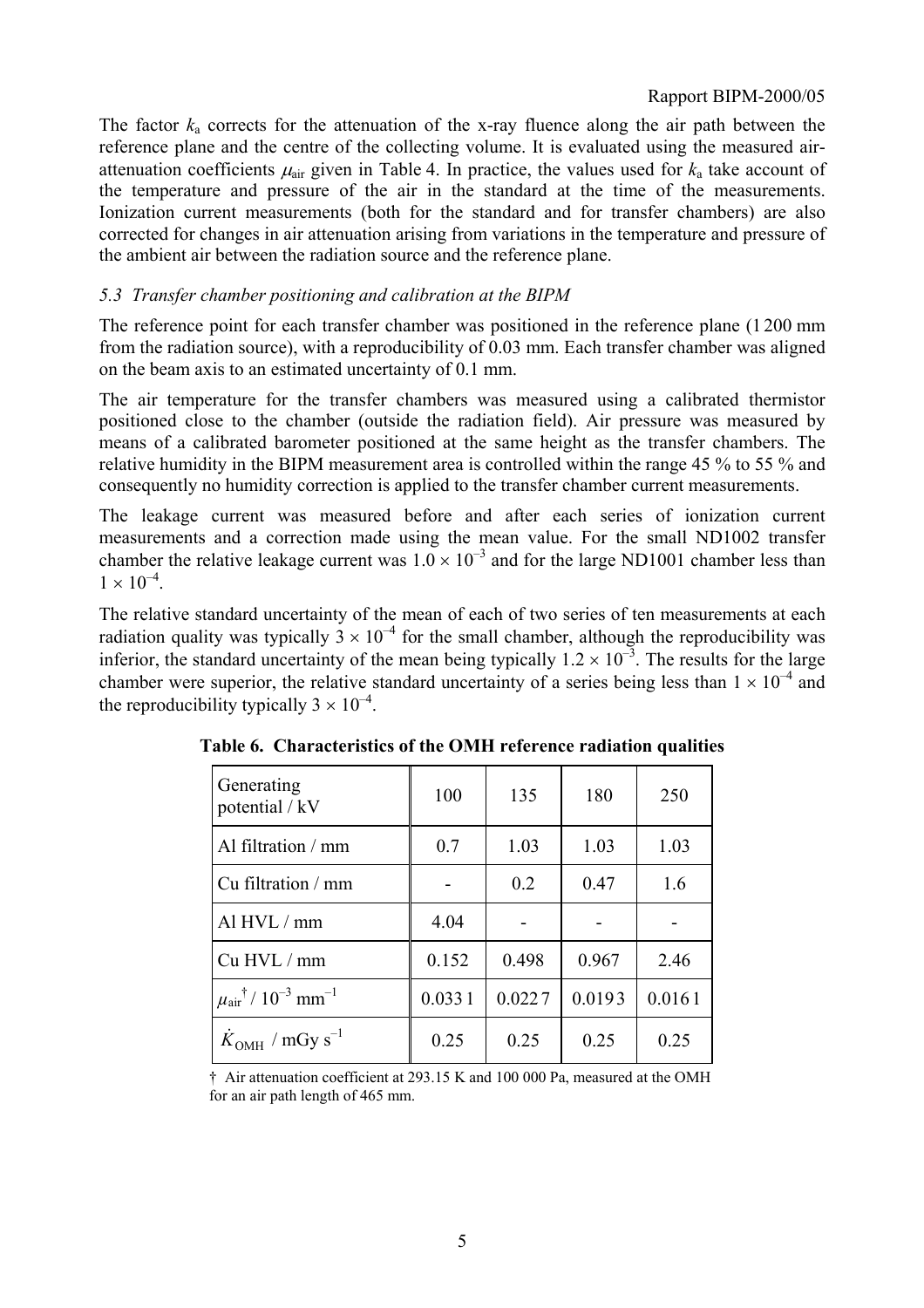The factor $k_a$ corrects for the attenuation of the x-ray fluence along the air path between the reference plane and the centre of the collecting volume. It is evaluated using the measured air-attenuation coefficients $\mu_{air}$ given in Table 4. In practice, the values used for $k_a$ take account of the temperature and pressure of the air in the standard at the time of the measurements. Ionization current measurements (both for the standard and for transfer chambers) are also corrected for changes in air attenuation arising from variations in the temperature and pressure of the ambient air between the radiation source and the reference plane.

### *5.3 Transfer chamber positioning and calibration at the BIPM*

The reference point for each transfer chamber was positioned in the reference plane (1 200 mm from the radiation source), with a reproducibility of 0.03 mm. Each transfer chamber was aligned on the beam axis to an estimated uncertainty of 0.1 mm.

The air temperature for the transfer chambers was measured using a calibrated thermistor positioned close to the chamber (outside the radiation field). Air pressure was measured by means of a calibrated barometer positioned at the same height as the transfer chambers. The relative humidity in the BIPM measurement area is controlled within the range 45 % to 55 % and consequently no humidity correction is applied to the transfer chamber current measurements.

The leakage current was measured before and after each series of ionization current measurements and a correction made using the mean value. For the small ND1002 transfer chamber the relative leakage current was $1.0 \times 10^{-3}$ and for the large ND1001 chamber less than $1 \times 10^{-4}$.

The relative standard uncertainty of the mean of each of two series of ten measurements at each radiation quality was typically $3 \times 10^{-4}$ for the small chamber, although the reproducibility was inferior, the standard uncertainty of the mean being typically $1.2 \times 10^{-3}$. The results for the large chamber were superior, the relative standard uncertainty of a series being less than $1 \times 10^{-4}$ and the reproducibility typically $3 \times 10^{-4}$.

**Table 6. Characteristics of the OMH reference radiation qualities**

| Generating potential / kV | 100 | 135 | 180 | 250 |
|---|---|---|---|---|
| Al filtration / mm | 0.7 | 1.03 | 1.03 | 1.03 |
| Cu filtration / mm | - | 0.2 | 0.47 | 1.6 |
| Al HVL / mm | 4.04 | - | - | - |
| Cu HVL / mm | 0.152 | 0.498 | 0.967 | 2.46 |
| $\mu_{air}$ † / $10^{-3}$ mm$^{-1}$ | 0.033 1 | 0.022 7 | 0.019 3 | 0.016 1 |
| $\dot{K}_{OMH}$ / mGy s$^{-1}$ | 0.25 | 0.25 | 0.25 | 0.25 |

† Air attenuation coefficient at 293.15 K and 100 000 Pa, measured at the OMH for an air path length of 465 mm.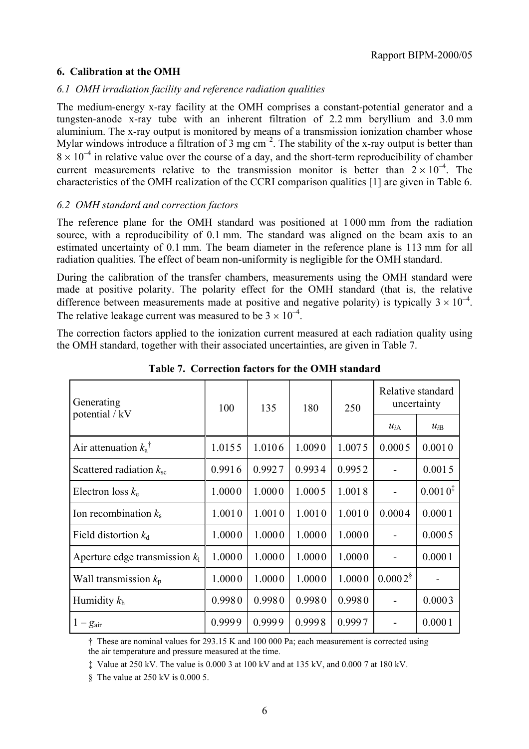## 6. Calibration at the OMH

### *6.1 OMH irradiation facility and reference radiation qualities*

The medium-energy x-ray facility at the OMH comprises a constant-potential generator and a tungsten-anode x-ray tube with an inherent filtration of 2.2 mm beryllium and 3.0 mm aluminium. The x-ray output is monitored by means of a transmission ionization chamber whose Mylar windows introduce a filtration of 3 mg $cm^{-2}$. The stability of the x-ray output is better than $8 \times 10^{-4}$ in relative value over the course of a day, and the short-term reproducibility of chamber current measurements relative to the transmission monitor is better than $2 \times 10^{-4}$. The characteristics of the OMH realization of the CCRI comparison qualities [1] are given in Table 6.

### *6.2 OMH standard and correction factors*

The reference plane for the OMH standard was positioned at 1 000 mm from the radiation source, with a reproducibility of 0.1 mm. The standard was aligned on the beam axis to an estimated uncertainty of 0.1 mm. The beam diameter in the reference plane is 113 mm for all radiation qualities. The effect of beam non-uniformity is negligible for the OMH standard.

During the calibration of the transfer chambers, measurements using the OMH standard were made at positive polarity. The polarity effect for the OMH standard (that is, the relative difference between measurements made at positive and negative polarity) is typically $3 \times 10^{-4}$. The relative leakage current was measured to be $3 \times 10^{-4}$.

The correction factors applied to the ionization current measured at each radiation quality using the OMH standard, together with their associated uncertainties, are given in Table 7.

**Table 7. Correction factors for the OMH standard**

| Generating potential / kV | 100 | 135 | 180 | 250 | Relative standard uncertainty | |
|---|---|---|---|---|---|---|
| | | | | | $u_{iA}$ | $u_{iB}$ |
| Air attenuation $k_a$ † | 1.0155 | 1.0106 | 1.0090 | 1.0075 | 0.0005 | 0.0010 |
| Scattered radiation $k_{sc}$ | 0.9916 | 0.9927 | 0.9934 | 0.9952 | - | 0.0015 |
| Electron loss $k_e$ | 1.0000 | 1.0000 | 1.0005 | 1.0018 | - | 0.0010 ‡ |
| Ion recombination $k_s$ | 1.0010 | 1.0010 | 1.0010 | 1.0010 | 0.0004 | 0.0001 |
| Field distortion $k_d$ | 1.0000 | 1.0000 | 1.0000 | 1.0000 | - | 0.0005 |
| Aperture edge transmission $k_l$ | 1.0000 | 1.0000 | 1.0000 | 1.0000 | - | 0.0001 |
| Wall transmission $k_p$ | 1.0000 | 1.0000 | 1.0000 | 1.0000 | 0.0002 § | - |
| Humidity $k_h$ | 0.9980 | 0.9980 | 0.9980 | 0.9980 | - | 0.0003 |
| $1 - g_{air}$ | 0.9999 | 0.9999 | 0.9998 | 0.9997 | - | 0.0001 |

† These are nominal values for 293.15 K and 100 000 Pa; each measurement is corrected using the air temperature and pressure measured at the time.

‡ Value at 250 kV. The value is 0.000 3 at 100 kV and at 135 kV, and 0.000 7 at 180 kV.

§ The value at 250 kV is 0.000 5.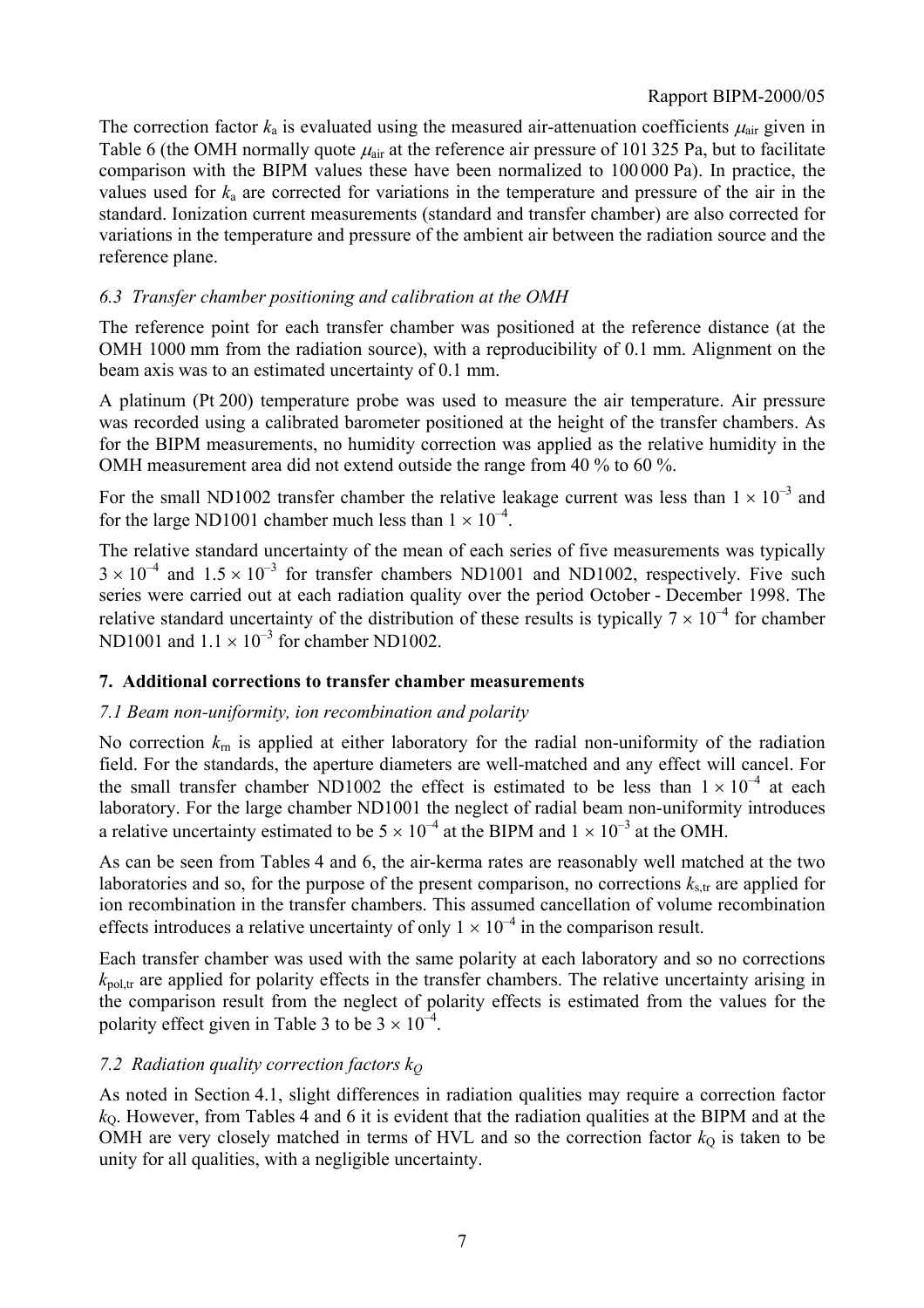The correction factor $k_a$ is evaluated using the measured air-attenuation coefficients $\mu_{air}$ given in Table 6 (the OMH normally quote $\mu_{air}$ at the reference air pressure of 101 325 Pa, but to facilitate comparison with the BIPM values these have been normalized to 100 000 Pa). In practice, the values used for $k_a$ are corrected for variations in the temperature and pressure of the air in the standard. Ionization current measurements (standard and transfer chamber) are also corrected for variations in the temperature and pressure of the ambient air between the radiation source and the reference plane.

### *6.3 Transfer chamber positioning and calibration at the OMH*

The reference point for each transfer chamber was positioned at the reference distance (at the OMH 1000 mm from the radiation source), with a reproducibility of 0.1 mm. Alignment on the beam axis was to an estimated uncertainty of 0.1 mm.

A platinum (Pt 200) temperature probe was used to measure the air temperature. Air pressure was recorded using a calibrated barometer positioned at the height of the transfer chambers. As for the BIPM measurements, no humidity correction was applied as the relative humidity in the OMH measurement area did not extend outside the range from 40 % to 60 %.

For the small ND1002 transfer chamber the relative leakage current was less than $1 \times 10^{-3}$ and for the large ND1001 chamber much less than $1 \times 10^{-4}$.

The relative standard uncertainty of the mean of each series of five measurements was typically $3 \times 10^{-4}$ and $1.5 \times 10^{-3}$ for transfer chambers ND1001 and ND1002, respectively. Five such series were carried out at each radiation quality over the period October - December 1998. The relative standard uncertainty of the distribution of these results is typically $7 \times 10^{-4}$ for chamber ND1001 and $1.1 \times 10^{-3}$ for chamber ND1002.

## 7. Additional corrections to transfer chamber measurements

### *7.1 Beam non-uniformity, ion recombination and polarity*

No correction $k_{rn}$ is applied at either laboratory for the radial non-uniformity of the radiation field. For the standards, the aperture diameters are well-matched and any effect will cancel. For the small transfer chamber ND1002 the effect is estimated to be less than $1 \times 10^{-4}$ at each laboratory. For the large chamber ND1001 the neglect of radial beam non-uniformity introduces a relative uncertainty estimated to be $5 \times 10^{-4}$ at the BIPM and $1 \times 10^{-3}$ at the OMH.

As can be seen from Tables 4 and 6, the air-kerma rates are reasonably well matched at the two laboratories and so, for the purpose of the present comparison, no corrections $k_{s,tr}$ are applied for ion recombination in the transfer chambers. This assumed cancellation of volume recombination effects introduces a relative uncertainty of only $1 \times 10^{-4}$ in the comparison result.

Each transfer chamber was used with the same polarity at each laboratory and so no corrections $k_{pol,tr}$ are applied for polarity effects in the transfer chambers. The relative uncertainty arising in the comparison result from the neglect of polarity effects is estimated from the values for the polarity effect given in Table 3 to be $3 \times 10^{-4}$.

### *7.2 Radiation quality correction factors $k_Q$*

As noted in Section 4.1, slight differences in radiation qualities may require a correction factor $k_Q$. However, from Tables 4 and 6 it is evident that the radiation qualities at the BIPM and at the OMH are very closely matched in terms of HVL and so the correction factor $k_Q$ is taken to be unity for all qualities, with a negligible uncertainty.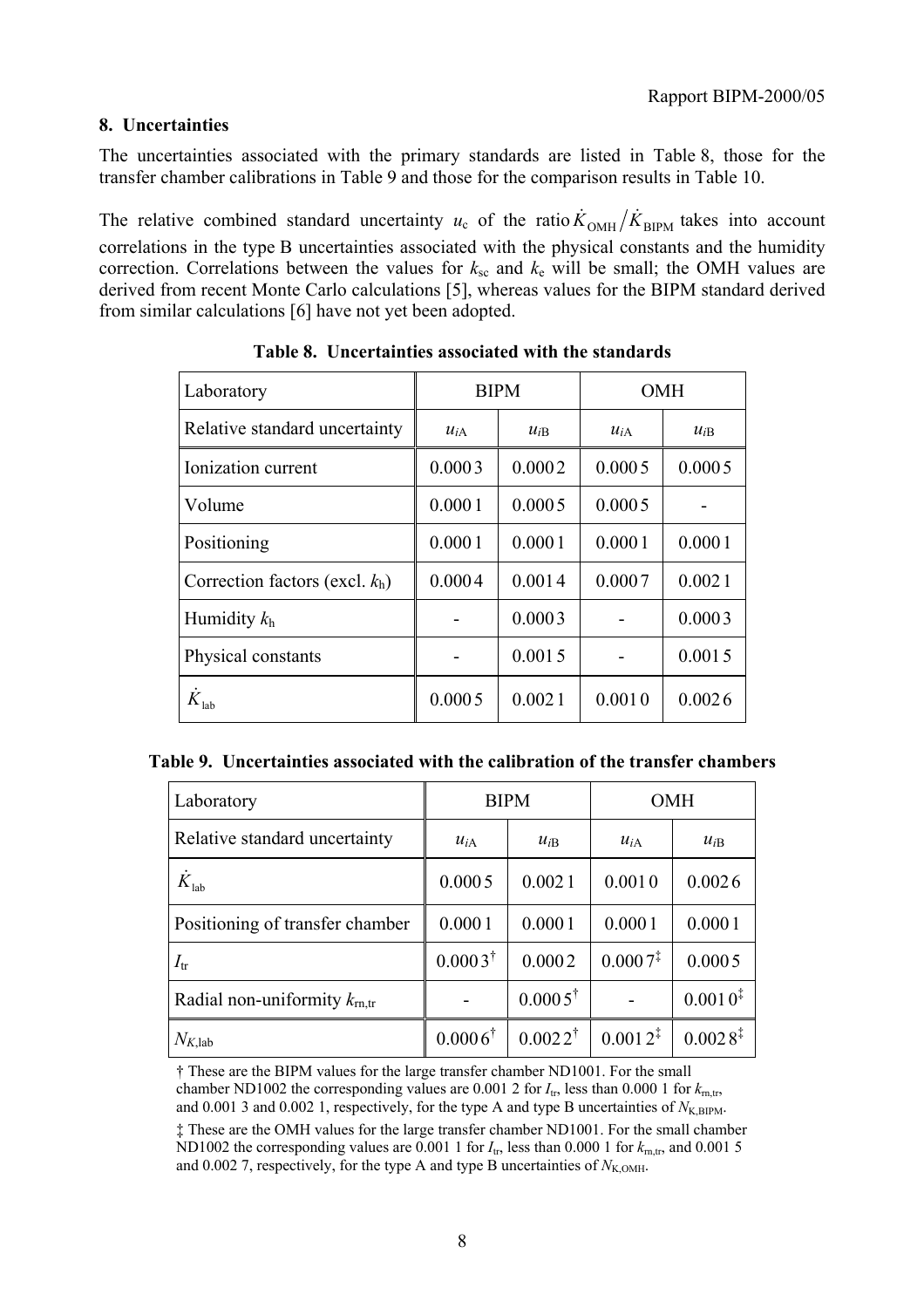## 8. Uncertainties

The uncertainties associated with the primary standards are listed in Table 8, those for the transfer chamber calibrations in Table 9 and those for the comparison results in Table 10.

The relative combined standard uncertainty $u_c$ of the ratio $\dot{K}_{OMH}/\dot{K}_{BIPM}$ takes into account correlations in the type B uncertainties associated with the physical constants and the humidity correction. Correlations between the values for $k_{sc}$ and $k_e$ will be small; the OMH values are derived from recent Monte Carlo calculations [5], whereas values for the BIPM standard derived from similar calculations [6] have not yet been adopted.

**Table 8. Uncertainties associated with the standards**

| Laboratory | BIPM | | OMH | |
|---|---|---|---|---|
| Relative standard uncertainty | $u_{iA}$ | $u_{iB}$ | $u_{iA}$ | $u_{iB}$ |
| Ionization current | 0.000 3 | 0.000 2 | 0.000 5 | 0.000 5 |
| Volume | 0.000 1 | 0.000 5 | 0.000 5 | - |
| Positioning | 0.000 1 | 0.000 1 | 0.000 1 | 0.000 1 |
| Correction factors (excl. $k_h$) | 0.000 4 | 0.001 4 | 0.000 7 | 0.002 1 |
| Humidity $k_h$ | - | 0.000 3 | - | 0.000 3 |
| Physical constants | - | 0.001 5 | - | 0.001 5 |
| $\dot{K}_{lab}$ | 0.000 5 | 0.002 1 | 0.001 0 | 0.002 6 |

**Table 9. Uncertainties associated with the calibration of the transfer chambers**

| Laboratory | BIPM | | OMH | |
|---|---|---|---|---|
| Relative standard uncertainty | $u_{iA}$ | $u_{iB}$ | $u_{iA}$ | $u_{iB}$ |
| $\dot{K}_{lab}$ | 0.000 5 | 0.002 1 | 0.001 0 | 0.002 6 |
| Positioning of transfer chamber | 0.000 1 | 0.000 1 | 0.000 1 | 0.000 1 |
| $I_{tr}$ | 0.000 3 † | 0.000 2 | 0.000 7 ‡ | 0.000 5 |
| Radial non-uniformity $k_{rn,tr}$ | - | 0.000 5 † | - | 0.001 0 ‡ |
| $N_{K,lab}$ | 0.000 6 † | 0.002 2 † | 0.001 2 ‡ | 0.002 8 ‡ |

† These are the BIPM values for the large transfer chamber ND1001. For the small chamber ND1002 the corresponding values are 0.001 2 for $I_{tr}$, less than 0.000 1 for $k_{rn,tr}$, and 0.001 3 and 0.002 1, respectively, for the type A and type B uncertainties of $N_{K,BIPM}$.

‡ These are the OMH values for the large transfer chamber ND1001. For the small chamber ND1002 the corresponding values are 0.001 1 for $I_{tr}$, less than 0.000 1 for $k_{rn,tr}$, and 0.001 5 and 0.002 7, respectively, for the type A and type B uncertainties of $N_{K,OMH}$.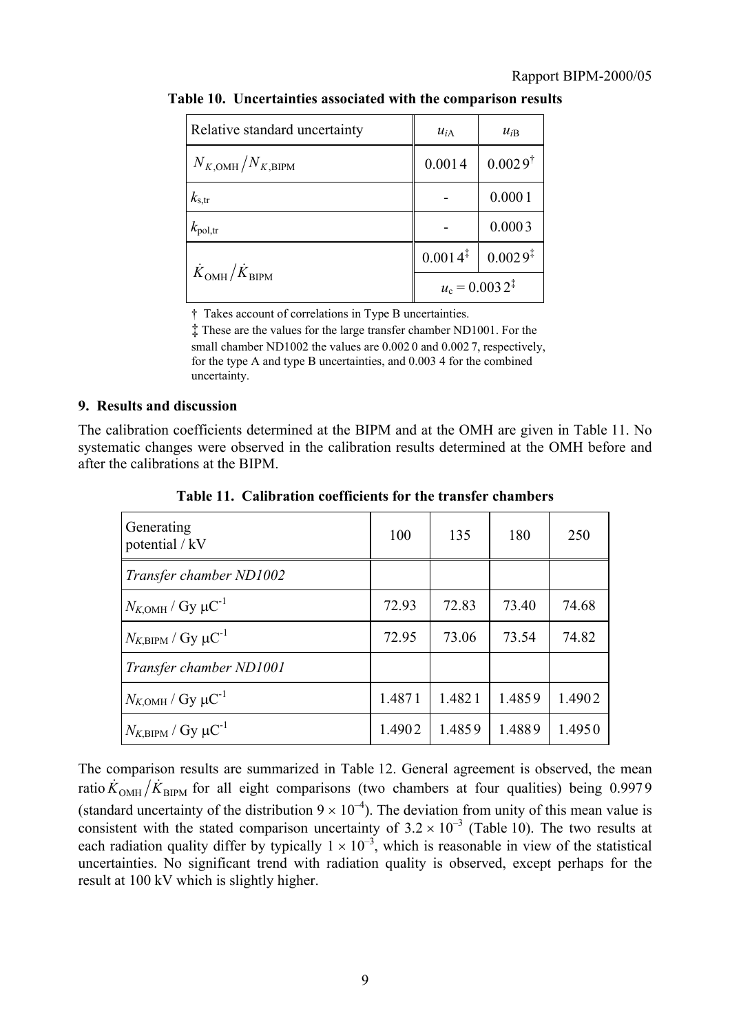**Table 10. Uncertainties associated with the comparison results**

| Relative standard uncertainty | $u_{i\mathrm{A}}$ | $u_{i\mathrm{B}}$ |
|---|---|---|
| $N_{K,\mathrm{OMH}}/N_{K,\mathrm{BIPM}}$ | 0.0014 | 0.0029† |
| $k_{\mathrm{s,tr}}$ | - | 0.0001 |
| $k_{\mathrm{pol,tr}}$ | - | 0.0003 |
| $\dot{K}_{\mathrm{OMH}}/\dot{K}_{\mathrm{BIPM}}$ | 0.0014‡ | 0.0029‡ |
| | $u_c$ = 0.0032‡ | |

† Takes account of correlations in Type B uncertainties.

‡ These are the values for the large transfer chamber ND1001. For the small chamber ND1002 the values are 0.0020 and 0.0027, respectively, for the type A and type B uncertainties, and 0.0034 for the combined uncertainty.

## 9. Results and discussion

The calibration coefficients determined at the BIPM and at the OMH are given in Table 11. No systematic changes were observed in the calibration results determined at the OMH before and after the calibrations at the BIPM.

**Table 11. Calibration coefficients for the transfer chambers**

| Generating potential / kV | 100 | 135 | 180 | 250 |
|---|---|---|---|---|
| *Transfer chamber ND1002* | | | | |
| $N_{K,\mathrm{OMH}}$ / Gy μC$^{-1}$ | 72.93 | 72.83 | 73.40 | 74.68 |
| $N_{K,\mathrm{BIPM}}$ / Gy μC$^{-1}$ | 72.95 | 73.06 | 73.54 | 74.82 |
| *Transfer chamber ND1001* | | | | |
| $N_{K,\mathrm{OMH}}$ / Gy μC$^{-1}$ | 1.4871 | 1.4821 | 1.4859 | 1.4902 |
| $N_{K,\mathrm{BIPM}}$ / Gy μC$^{-1}$ | 1.4902 | 1.4859 | 1.4889 | 1.4950 |

The comparison results are summarized in Table 12. General agreement is observed, the mean ratio $\dot{K}_{\mathrm{OMH}}/\dot{K}_{\mathrm{BIPM}}$ for all eight comparisons (two chambers at four qualities) being 0.9979 (standard uncertainty of the distribution $9 \times 10^{-4}$). The deviation from unity of this mean value is consistent with the stated comparison uncertainty of $3.2 \times 10^{-3}$ (Table 10). The two results at each radiation quality differ by typically $1 \times 10^{-3}$, which is reasonable in view of the statistical uncertainties. No significant trend with radiation quality is observed, except perhaps for the result at 100 kV which is slightly higher.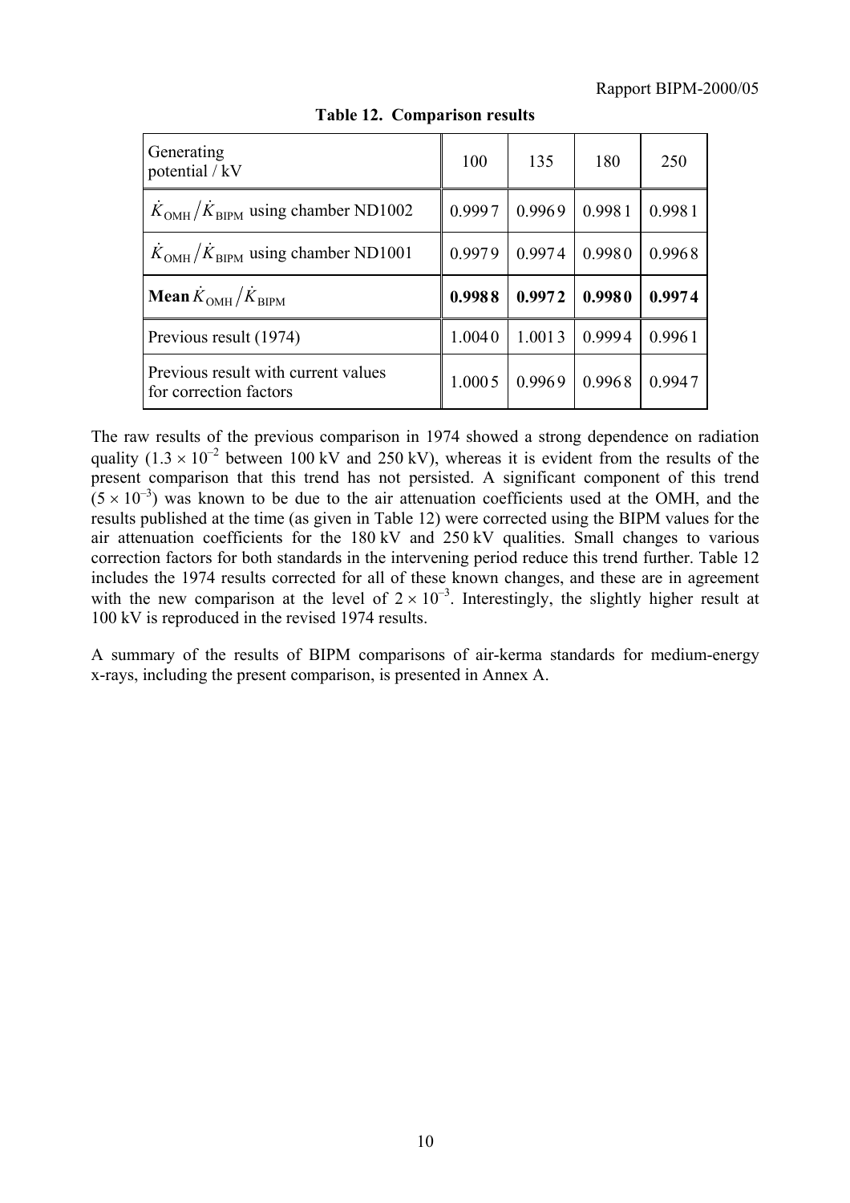**Table 12. Comparison results**

| Generating potential / kV | 100 | 135 | 180 | 250 |
|---|---|---|---|---|
| $\dot{K}_{\text{OMH}}/\dot{K}_{\text{BIPM}}$ using chamber ND1002 | 0.9997 | 0.9969 | 0.9981 | 0.9981 |
| $\dot{K}_{\text{OMH}}/\dot{K}_{\text{BIPM}}$ using chamber ND1001 | 0.9979 | 0.9974 | 0.9980 | 0.9968 |
| **Mean $\dot{K}_{\text{OMH}}/\dot{K}_{\text{BIPM}}$** | **0.9988** | **0.9972** | **0.9980** | **0.9974** |
| Previous result (1974) | 1.0040 | 1.0013 | 0.9994 | 0.9961 |
| Previous result with current values for correction factors | 1.0005 | 0.9969 | 0.9968 | 0.9947 |

The raw results of the previous comparison in 1974 showed a strong dependence on radiation quality ($1.3 \times 10^{-2}$ between 100 kV and 250 kV), whereas it is evident from the results of the present comparison that this trend has not persisted. A significant component of this trend ($5 \times 10^{-3}$) was known to be due to the air attenuation coefficients used at the OMH, and the results published at the time (as given in Table 12) were corrected using the BIPM values for the air attenuation coefficients for the 180 kV and 250 kV qualities. Small changes to various correction factors for both standards in the intervening period reduce this trend further. Table 12 includes the 1974 results corrected for all of these known changes, and these are in agreement with the new comparison at the level of $2 \times 10^{-3}$. Interestingly, the slightly higher result at 100 kV is reproduced in the revised 1974 results.

A summary of the results of BIPM comparisons of air-kerma standards for medium-energy x-rays, including the present comparison, is presented in Annex A.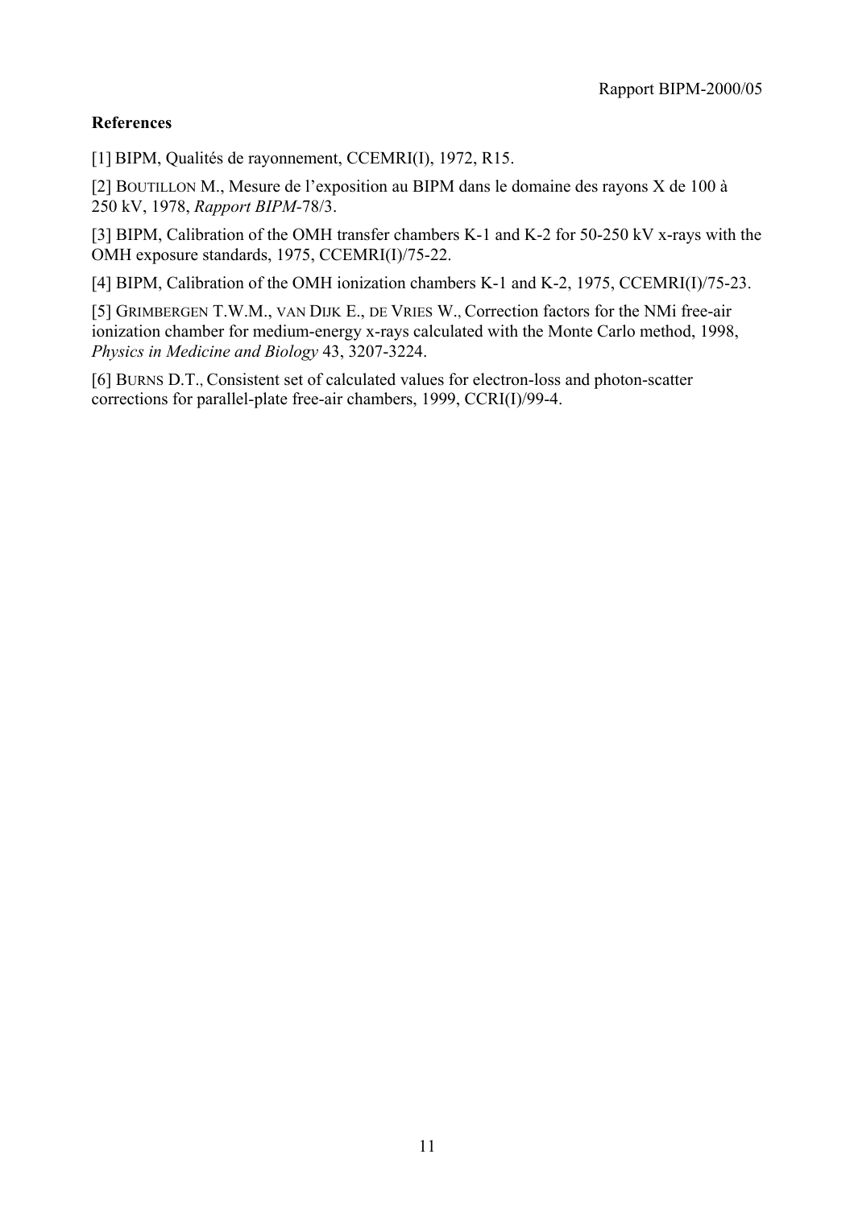**References**

[1] BIPM, Qualités de rayonnement, CCEMRI(I), 1972, R15.

[2] BOUTILLON M., Mesure de l'exposition au BIPM dans le domaine des rayons X de 100 à 250 kV, 1978, *Rapport BIPM*-78/3.

[3] BIPM, Calibration of the OMH transfer chambers K-1 and K-2 for 50-250 kV x-rays with the OMH exposure standards, 1975, CCEMRI(I)/75-22.

[4] BIPM, Calibration of the OMH ionization chambers K-1 and K-2, 1975, CCEMRI(I)/75-23.

[5] GRIMBERGEN T.W.M., VAN DIJK E., DE VRIES W., Correction factors for the NMi free-air ionization chamber for medium-energy x-rays calculated with the Monte Carlo method, 1998, *Physics in Medicine and Biology* 43, 3207-3224.

[6] BURNS D.T., Consistent set of calculated values for electron-loss and photon-scatter corrections for parallel-plate free-air chambers, 1999, CCRI(I)/99-4.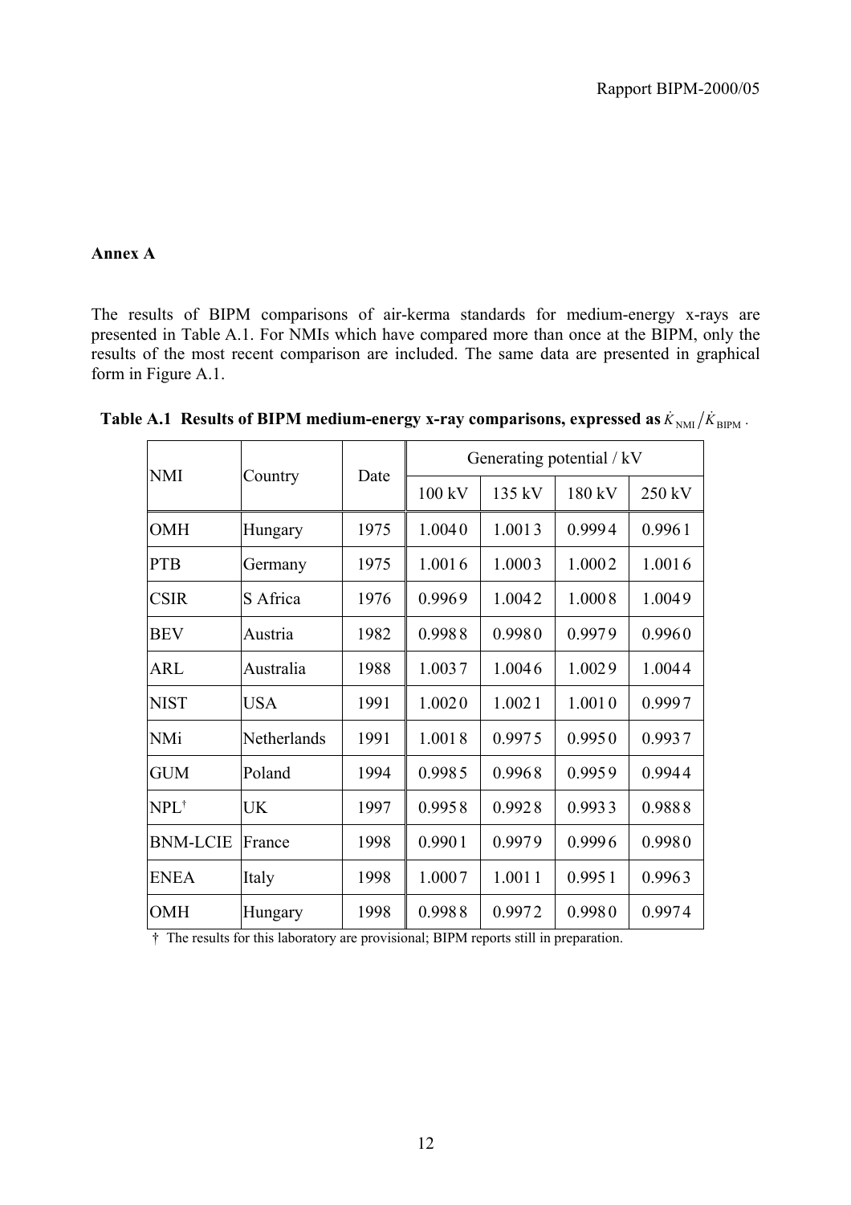**Annex A**

The results of BIPM comparisons of air-kerma standards for medium-energy x-rays are presented in Table A.1. For NMIs which have compared more than once at the BIPM, only the results of the most recent comparison are included. The same data are presented in graphical form in Figure A.1.

**Table A.1 Results of BIPM medium-energy x-ray comparisons, expressed as $\dot{K}_{\mathrm{NMI}}/\dot{K}_{\mathrm{BIPM}}$.**

| NMI | Country | Date | Generating potential / kV | | | |
|---|---|---|---|---|---|---|
| | | | 100 kV | 135 kV | 180 kV | 250 kV |
| OMH | Hungary | 1975 | 1.0040 | 1.0013 | 0.9994 | 0.9961 |
| PTB | Germany | 1975 | 1.0016 | 1.0003 | 1.0002 | 1.0016 |
| CSIR | S Africa | 1976 | 0.9969 | 1.0042 | 1.0008 | 1.0049 |
| BEV | Austria | 1982 | 0.9988 | 0.9980 | 0.9979 | 0.9960 |
| ARL | Australia | 1988 | 1.0037 | 1.0046 | 1.0029 | 1.0044 |
| NIST | USA | 1991 | 1.0020 | 1.0021 | 1.0010 | 0.9997 |
| NMi | Netherlands | 1991 | 1.0018 | 0.9975 | 0.9950 | 0.9937 |
| GUM | Poland | 1994 | 0.9985 | 0.9968 | 0.9959 | 0.9944 |
| NPL† | UK | 1997 | 0.9958 | 0.9928 | 0.9933 | 0.9888 |
| BNM-LCIE | France | 1998 | 0.9901 | 0.9979 | 0.9996 | 0.9980 |
| ENEA | Italy | 1998 | 1.0007 | 1.0011 | 0.9951 | 0.9963 |
| OMH | Hungary | 1998 | 0.9988 | 0.9972 | 0.9980 | 0.9974 |

† The results for this laboratory are provisional; BIPM reports still in preparation.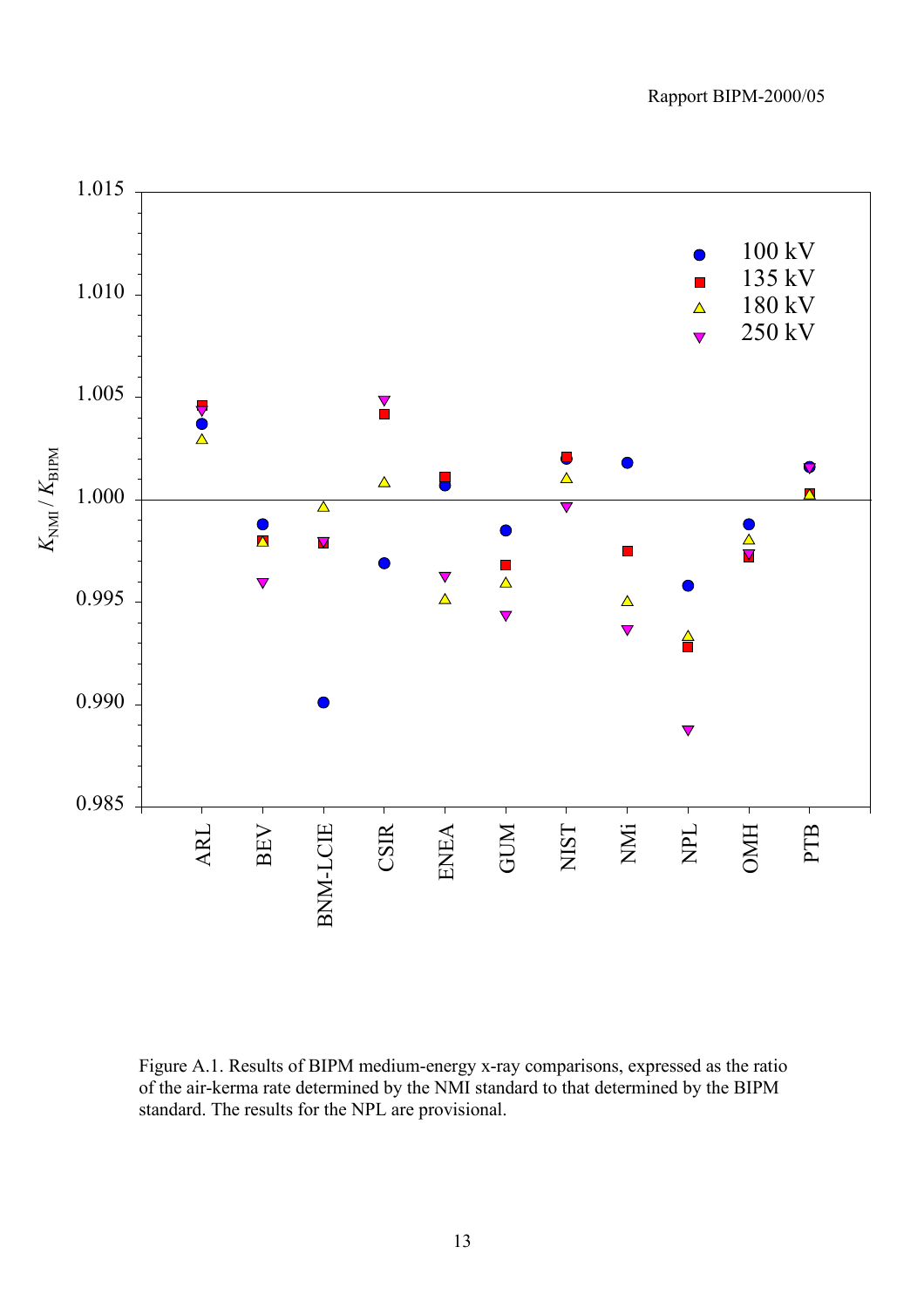1.015

1.010

1.005

1.000

0.995

0.990

0.985

$K_{NMI} / K_{BIPM}$

100 kV

135 kV

180 kV

250 kV

ARL

BEV

BNM-LCIE

CSIR

ENEA

GUM

NIST

NMi

NPL

OMH

PTB

Figure A.1. Results of BIPM medium-energy x-ray comparisons, expressed as the ratio of the air-kerma rate determined by the NMI standard to that determined by the BIPM standard. The results for the NPL are provisional.